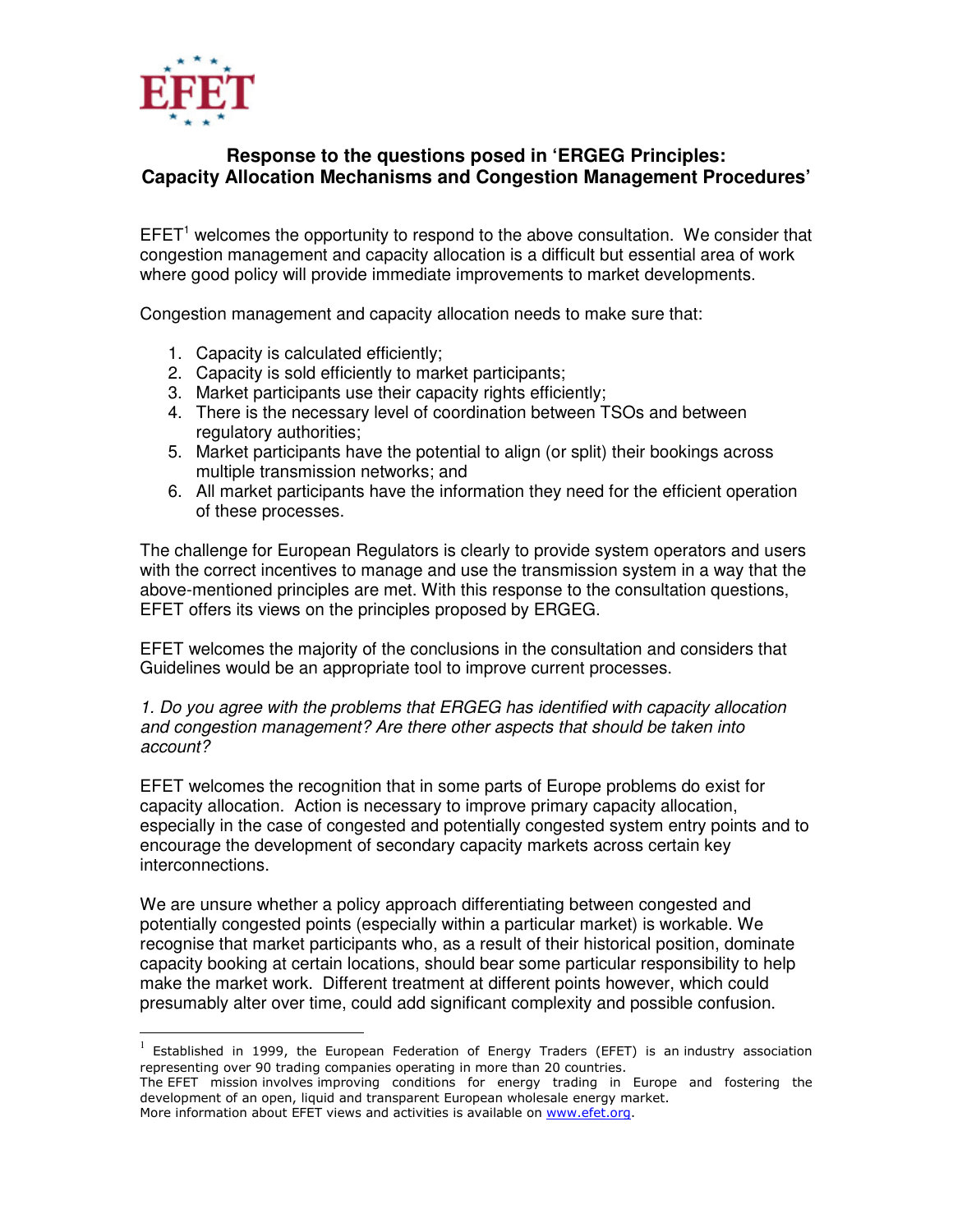EFET

## Response to the questions posed in 'ERGEG Principles: Capacity Allocation Mechanisms and Congestion Management Procedures'

EFET[1] welcomes the opportunity to respond to the above consultation. We consider that congestion management and capacity allocation is a difficult but essential area of work where good policy will provide immediate improvements to market developments.

Congestion management and capacity allocation needs to make sure that:

1. Capacity is calculated efficiently;
2. Capacity is sold efficiently to market participants;
3. Market participants use their capacity rights efficiently;
4. There is the necessary level of coordination between TSOs and between regulatory authorities;
5. Market participants have the potential to align (or split) their bookings across multiple transmission networks; and
6. All market participants have the information they need for the efficient operation of these processes.

The challenge for European Regulators is clearly to provide system operators and users with the correct incentives to manage and use the transmission system in a way that the above-mentioned principles are met. With this response to the consultation questions, EFET offers its views on the principles proposed by ERGEG.

EFET welcomes the majority of the conclusions in the consultation and considers that Guidelines would be an appropriate tool to improve current processes.

*1. Do you agree with the problems that ERGEG has identified with capacity allocation and congestion management? Are there other aspects that should be taken into account?*

EFET welcomes the recognition that in some parts of Europe problems do exist for capacity allocation. Action is necessary to improve primary capacity allocation, especially in the case of congested and potentially congested system entry points and to encourage the development of secondary capacity markets across certain key interconnections.

We are unsure whether a policy approach differentiating between congested and potentially congested points (especially within a particular market) is workable. We recognise that market participants who, as a result of their historical position, dominate capacity booking at certain locations, should bear some particular responsibility to help make the market work. Different treatment at different points however, which could presumably alter over time, could add significant complexity and possible confusion.

---

[1] Established in 1999, the European Federation of Energy Traders (EFET) is an industry association representing over 90 trading companies operating in more than 20 countries.
The EFET mission involves improving conditions for energy trading in Europe and fostering the development of an open, liquid and transparent European wholesale energy market.
More information about EFET views and activities is available on www.efet.org.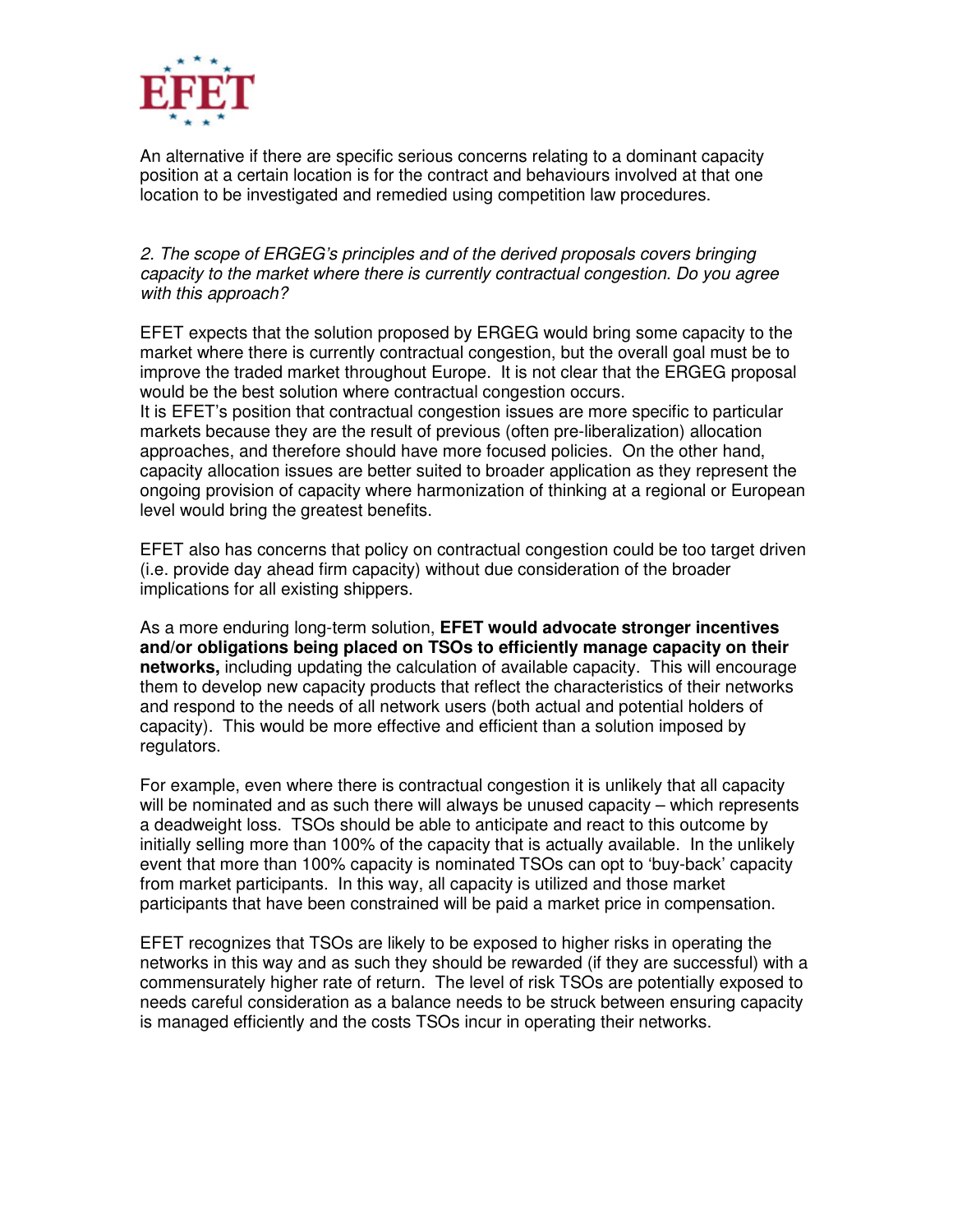An alternative if there are specific serious concerns relating to a dominant capacity position at a certain location is for the contract and behaviours involved at that one location to be investigated and remedied using competition law procedures.

*2. The scope of ERGEG's principles and of the derived proposals covers bringing capacity to the market where there is currently contractual congestion. Do you agree with this approach?*

EFET expects that the solution proposed by ERGEG would bring some capacity to the market where there is currently contractual congestion, but the overall goal must be to improve the traded market throughout Europe. It is not clear that the ERGEG proposal would be the best solution where contractual congestion occurs.
It is EFET's position that contractual congestion issues are more specific to particular markets because they are the result of previous (often pre-liberalization) allocation approaches, and therefore should have more focused policies. On the other hand, capacity allocation issues are better suited to broader application as they represent the ongoing provision of capacity where harmonization of thinking at a regional or European level would bring the greatest benefits.

EFET also has concerns that policy on contractual congestion could be too target driven (i.e. provide day ahead firm capacity) without due consideration of the broader implications for all existing shippers.

As a more enduring long-term solution, **EFET would advocate stronger incentives and/or obligations being placed on TSOs to efficiently manage capacity on their networks,** including updating the calculation of available capacity. This will encourage them to develop new capacity products that reflect the characteristics of their networks and respond to the needs of all network users (both actual and potential holders of capacity). This would be more effective and efficient than a solution imposed by regulators.

For example, even where there is contractual congestion it is unlikely that all capacity will be nominated and as such there will always be unused capacity – which represents a deadweight loss. TSOs should be able to anticipate and react to this outcome by initially selling more than 100% of the capacity that is actually available. In the unlikely event that more than 100% capacity is nominated TSOs can opt to 'buy-back' capacity from market participants. In this way, all capacity is utilized and those market participants that have been constrained will be paid a market price in compensation.

EFET recognizes that TSOs are likely to be exposed to higher risks in operating the networks in this way and as such they should be rewarded (if they are successful) with a commensurately higher rate of return. The level of risk TSOs are potentially exposed to needs careful consideration as a balance needs to be struck between ensuring capacity is managed efficiently and the costs TSOs incur in operating their networks.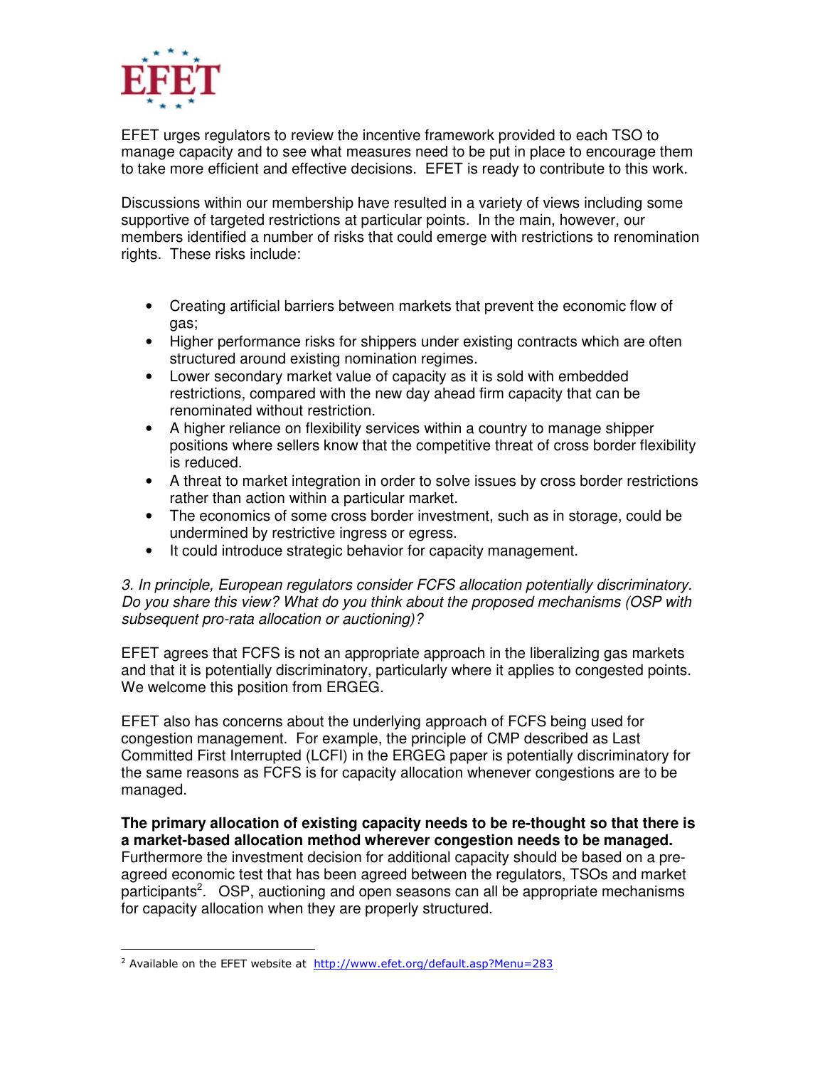EFET urges regulators to review the incentive framework provided to each TSO to manage capacity and to see what measures need to be put in place to encourage them to take more efficient and effective decisions. EFET is ready to contribute to this work.

Discussions within our membership have resulted in a variety of views including some supportive of targeted restrictions at particular points. In the main, however, our members identified a number of risks that could emerge with restrictions to renomination rights. These risks include:

- Creating artificial barriers between markets that prevent the economic flow of gas;
- Higher performance risks for shippers under existing contracts which are often structured around existing nomination regimes.
- Lower secondary market value of capacity as it is sold with embedded restrictions, compared with the new day ahead firm capacity that can be renominated without restriction.
- A higher reliance on flexibility services within a country to manage shipper positions where sellers know that the competitive threat of cross border flexibility is reduced.
- A threat to market integration in order to solve issues by cross border restrictions rather than action within a particular market.
- The economics of some cross border investment, such as in storage, could be undermined by restrictive ingress or egress.
- It could introduce strategic behavior for capacity management.

*3. In principle, European regulators consider FCFS allocation potentially discriminatory. Do you share this view? What do you think about the proposed mechanisms (OSP with subsequent pro-rata allocation or auctioning)?*

EFET agrees that FCFS is not an appropriate approach in the liberalizing gas markets and that it is potentially discriminatory, particularly where it applies to congested points. We welcome this position from ERGEG.

EFET also has concerns about the underlying approach of FCFS being used for congestion management. For example, the principle of CMP described as Last Committed First Interrupted (LCFI) in the ERGEG paper is potentially discriminatory for the same reasons as FCFS is for capacity allocation whenever congestions are to be managed.

**The primary allocation of existing capacity needs to be re-thought so that there is a market-based allocation method wherever congestion needs to be managed.** Furthermore the investment decision for additional capacity should be based on a pre-agreed economic test that has been agreed between the regulators, TSOs and market participants[2]. OSP, auctioning and open seasons can all be appropriate mechanisms for capacity allocation when they are properly structured.

[2] Available on the EFET website at http://www.efet.org/default.asp?Menu=283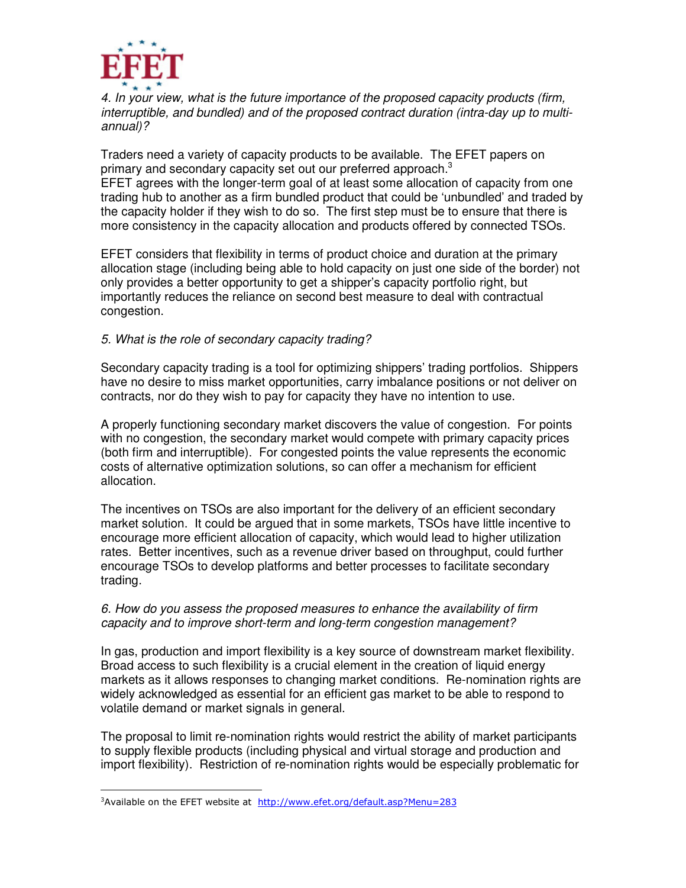*4. In your view, what is the future importance of the proposed capacity products (firm, interruptible, and bundled) and of the proposed contract duration (intra-day up to multi-annual)?*

Traders need a variety of capacity products to be available. The EFET papers on primary and secondary capacity set out our preferred approach.[3]
EFET agrees with the longer-term goal of at least some allocation of capacity from one trading hub to another as a firm bundled product that could be 'unbundled' and traded by the capacity holder if they wish to do so. The first step must be to ensure that there is more consistency in the capacity allocation and products offered by connected TSOs.

EFET considers that flexibility in terms of product choice and duration at the primary allocation stage (including being able to hold capacity on just one side of the border) not only provides a better opportunity to get a shipper's capacity portfolio right, but importantly reduces the reliance on second best measure to deal with contractual congestion.

*5. What is the role of secondary capacity trading?*

Secondary capacity trading is a tool for optimizing shippers' trading portfolios. Shippers have no desire to miss market opportunities, carry imbalance positions or not deliver on contracts, nor do they wish to pay for capacity they have no intention to use.

A properly functioning secondary market discovers the value of congestion. For points with no congestion, the secondary market would compete with primary capacity prices (both firm and interruptible). For congested points the value represents the economic costs of alternative optimization solutions, so can offer a mechanism for efficient allocation.

The incentives on TSOs are also important for the delivery of an efficient secondary market solution. It could be argued that in some markets, TSOs have little incentive to encourage more efficient allocation of capacity, which would lead to higher utilization rates. Better incentives, such as a revenue driver based on throughput, could further encourage TSOs to develop platforms and better processes to facilitate secondary trading.

*6. How do you assess the proposed measures to enhance the availability of firm capacity and to improve short-term and long-term congestion management?*

In gas, production and import flexibility is a key source of downstream market flexibility. Broad access to such flexibility is a crucial element in the creation of liquid energy markets as it allows responses to changing market conditions. Re-nomination rights are widely acknowledged as essential for an efficient gas market to be able to respond to volatile demand or market signals in general.

The proposal to limit re-nomination rights would restrict the ability of market participants to supply flexible products (including physical and virtual storage and production and import flexibility). Restriction of re-nomination rights would be especially problematic for

[3] Available on the EFET website at http://www.efet.org/default.asp?Menu=283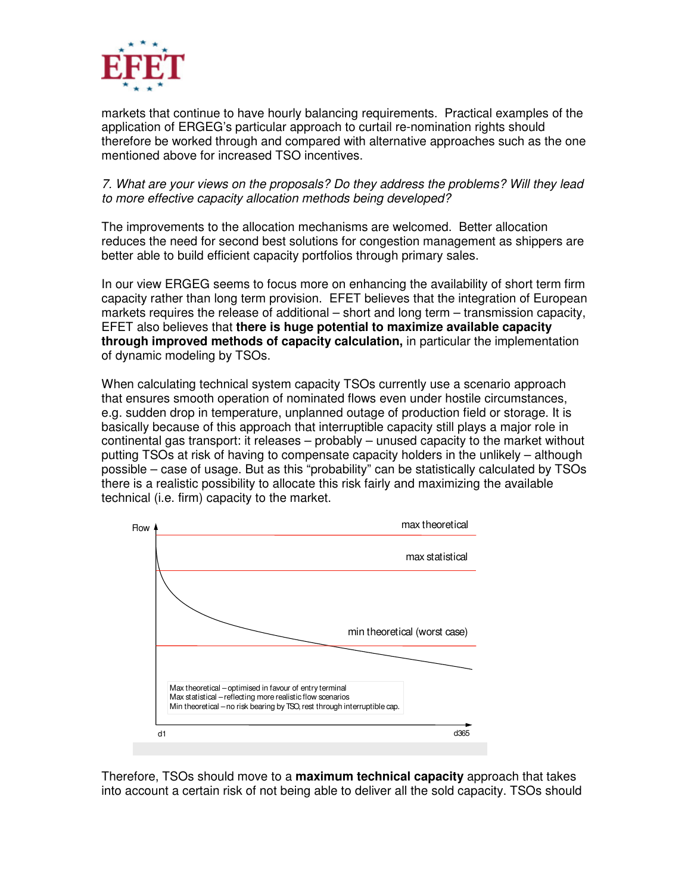markets that continue to have hourly balancing requirements. Practical examples of the application of ERGEG's particular approach to curtail re-nomination rights should therefore be worked through and compared with alternative approaches such as the one mentioned above for increased TSO incentives.

*7. What are your views on the proposals? Do they address the problems? Will they lead to more effective capacity allocation methods being developed?*

The improvements to the allocation mechanisms are welcomed. Better allocation reduces the need for second best solutions for congestion management as shippers are better able to build efficient capacity portfolios through primary sales.

In our view ERGEG seems to focus more on enhancing the availability of short term firm capacity rather than long term provision. EFET believes that the integration of European markets requires the release of additional – short and long term – transmission capacity, EFET also believes that **there is huge potential to maximize available capacity through improved methods of capacity calculation,** in particular the implementation of dynamic modeling by TSOs.

When calculating technical system capacity TSOs currently use a scenario approach that ensures smooth operation of nominated flows even under hostile circumstances, e.g. sudden drop in temperature, unplanned outage of production field or storage. It is basically because of this approach that interruptible capacity still plays a major role in continental gas transport: it releases – probably – unused capacity to the market without putting TSOs at risk of having to compensate capacity holders in the unlikely – although possible – case of usage. But as this "probability" can be statistically calculated by TSOs there is a realistic possibility to allocate this risk fairly and maximizing the available technical (i.e. firm) capacity to the market.

Flow

max theoretical

max statistical

min theoretical (worst case)

Max theoretical – optimised in favour of entry terminal
Max statistical – reflecting more realistic flow scenarios
Min theoretical – no risk bearing by TSO, rest through interruptible cap.

d1 d365

Therefore, TSOs should move to a **maximum technical capacity** approach that takes into account a certain risk of not being able to deliver all the sold capacity. TSOs should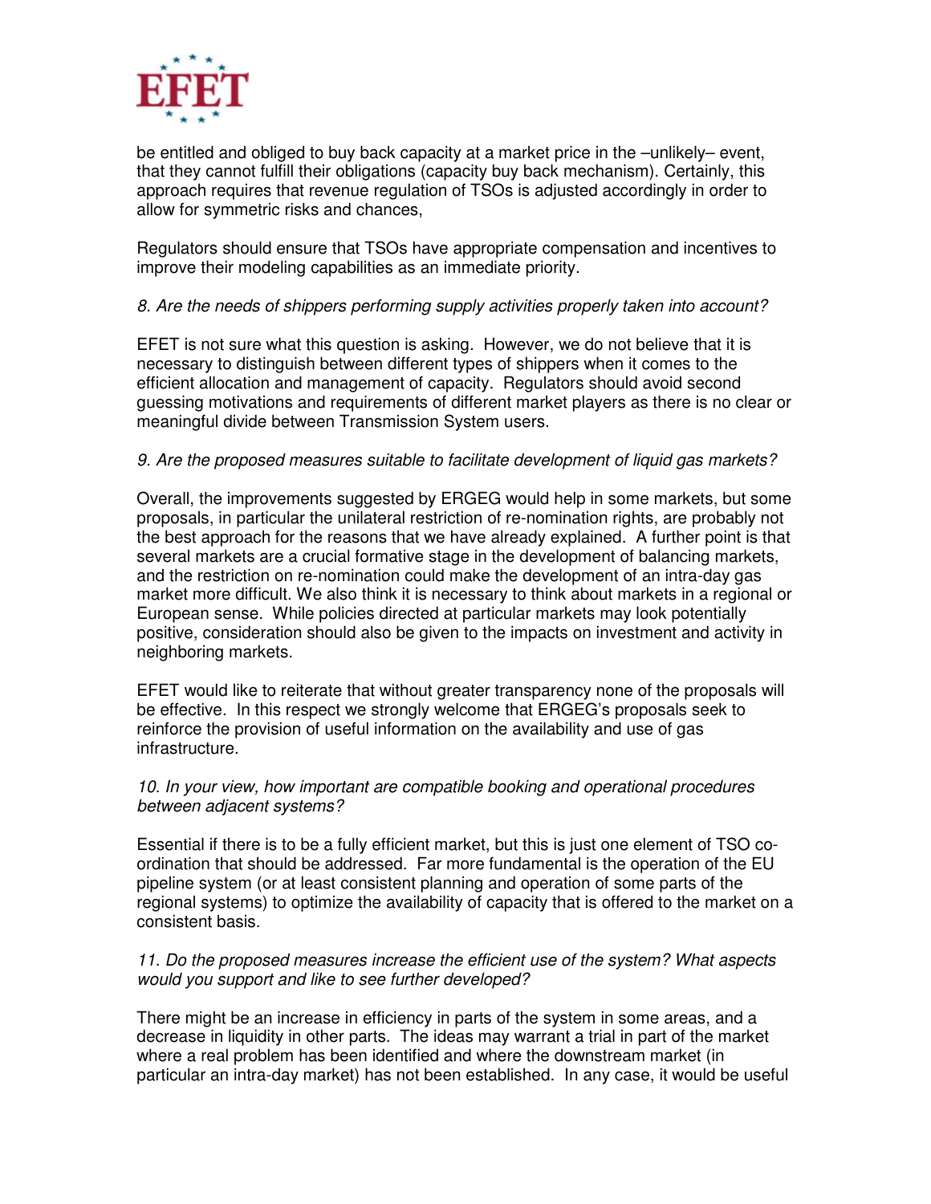be entitled and obliged to buy back capacity at a market price in the –unlikely– event, that they cannot fulfill their obligations (capacity buy back mechanism). Certainly, this approach requires that revenue regulation of TSOs is adjusted accordingly in order to allow for symmetric risks and chances,

Regulators should ensure that TSOs have appropriate compensation and incentives to improve their modeling capabilities as an immediate priority.

*8. Are the needs of shippers performing supply activities properly taken into account?*

EFET is not sure what this question is asking. However, we do not believe that it is necessary to distinguish between different types of shippers when it comes to the efficient allocation and management of capacity. Regulators should avoid second guessing motivations and requirements of different market players as there is no clear or meaningful divide between Transmission System users.

*9. Are the proposed measures suitable to facilitate development of liquid gas markets?*

Overall, the improvements suggested by ERGEG would help in some markets, but some proposals, in particular the unilateral restriction of re-nomination rights, are probably not the best approach for the reasons that we have already explained. A further point is that several markets are a crucial formative stage in the development of balancing markets, and the restriction on re-nomination could make the development of an intra-day gas market more difficult. We also think it is necessary to think about markets in a regional or European sense. While policies directed at particular markets may look potentially positive, consideration should also be given to the impacts on investment and activity in neighboring markets.

EFET would like to reiterate that without greater transparency none of the proposals will be effective. In this respect we strongly welcome that ERGEG's proposals seek to reinforce the provision of useful information on the availability and use of gas infrastructure.

*10. In your view, how important are compatible booking and operational procedures between adjacent systems?*

Essential if there is to be a fully efficient market, but this is just one element of TSO co-ordination that should be addressed. Far more fundamental is the operation of the EU pipeline system (or at least consistent planning and operation of some parts of the regional systems) to optimize the availability of capacity that is offered to the market on a consistent basis.

*11. Do the proposed measures increase the efficient use of the system? What aspects would you support and like to see further developed?*

There might be an increase in efficiency in parts of the system in some areas, and a decrease in liquidity in other parts. The ideas may warrant a trial in part of the market where a real problem has been identified and where the downstream market (in particular an intra-day market) has not been established. In any case, it would be useful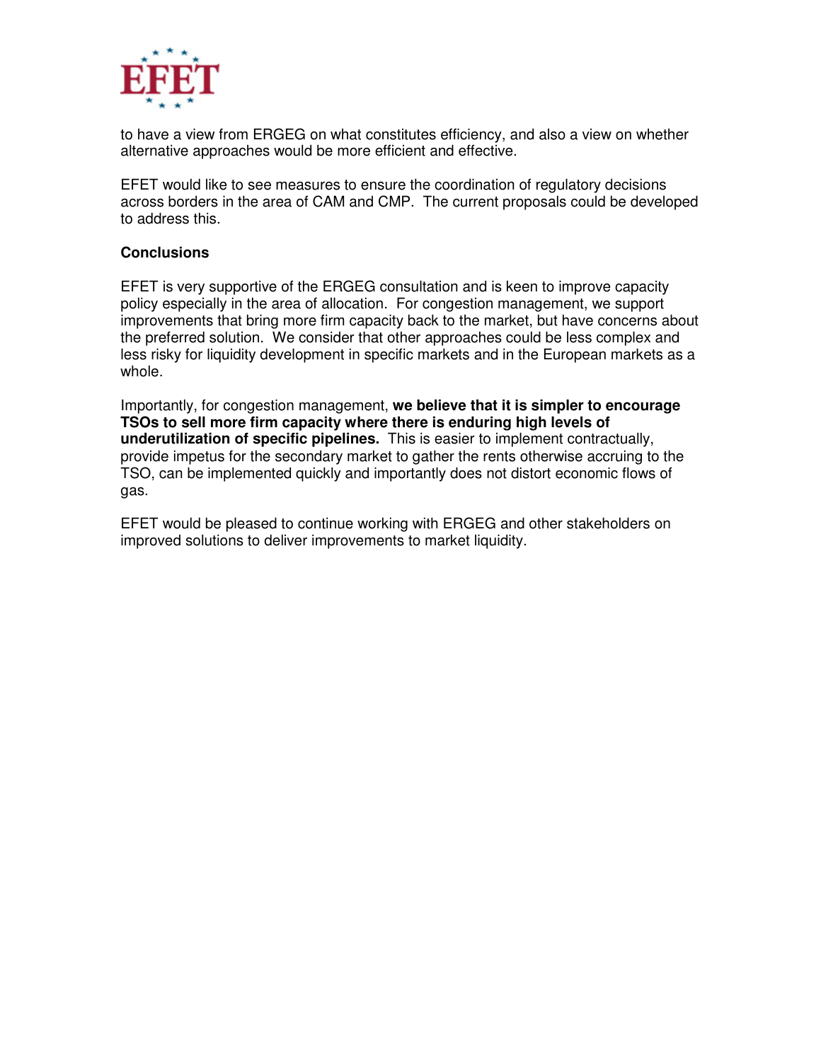to have a view from ERGEG on what constitutes efficiency, and also a view on whether alternative approaches would be more efficient and effective.

EFET would like to see measures to ensure the coordination of regulatory decisions across borders in the area of CAM and CMP. The current proposals could be developed to address this.

**Conclusions**

EFET is very supportive of the ERGEG consultation and is keen to improve capacity policy especially in the area of allocation. For congestion management, we support improvements that bring more firm capacity back to the market, but have concerns about the preferred solution. We consider that other approaches could be less complex and less risky for liquidity development in specific markets and in the European markets as a whole.

Importantly, for congestion management, **we believe that it is simpler to encourage TSOs to sell more firm capacity where there is enduring high levels of underutilization of specific pipelines.** This is easier to implement contractually, provide impetus for the secondary market to gather the rents otherwise accruing to the TSO, can be implemented quickly and importantly does not distort economic flows of gas.

EFET would be pleased to continue working with ERGEG and other stakeholders on improved solutions to deliver improvements to market liquidity.